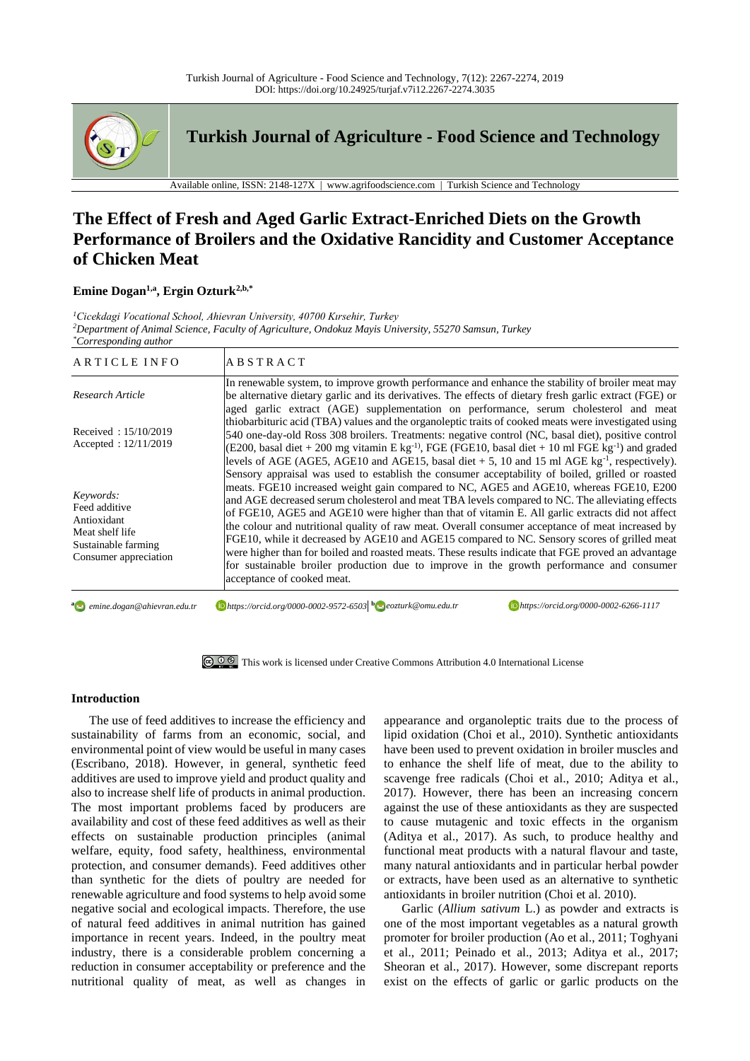# The Effect of Fresh and Aged Garlic Extract-Enriched Diets on the Growth Performance of Broilers and the Oxidative Rancidity and Customer Acceptance of Chicken Meat

**Emine Dogan[1,a], Ergin Ozturk[2,b,*]**

*[1]Cicekdagi Vocational School, Ahievran University, 40700 Kırsehir, Turkey*
*[2]Department of Animal Science, Faculty of Agriculture, Ondokuz Mayis University, 55270 Samsun, Turkey*
*[*]Corresponding author*

| ARTICLE INFO | ABSTRACT |
|---|---|
| *Research Article*<br><br>Received : 15/10/2019<br>Accepted : 12/11/2019<br><br>*Keywords:*<br>Feed additive<br>Antioxidant<br>Meat shelf life<br>Sustainable farming<br>Consumer appreciation | In renewable system, to improve growth performance and enhance the stability of broiler meat may be alternative dietary garlic and its derivatives. The effects of dietary fresh garlic extract (FGE) or aged garlic extract (AGE) supplementation on performance, serum cholesterol and meat thiobarbituric acid (TBA) values and the organoleptic traits of cooked meats were investigated using 540 one-day-old Ross 308 broilers. Treatments: negative control (NC, basal diet), positive control (E200, basal diet + 200 mg vitamin E $kg^{-1}$), FGE (FGE10, basal diet + 10 ml FGE $kg^{-1}$) and graded levels of AGE (AGE5, AGE10 and AGE15, basal diet + 5, 10 and 15 ml AGE $kg^{-1}$, respectively). Sensory appraisal was used to establish the consumer acceptability of boiled, grilled or roasted meats. FGE10 increased weight gain compared to NC, AGE5 and AGE10, whereas FGE10, E200 and AGE decreased serum cholesterol and meat TBA levels compared to NC. The alleviating effects of FGE10, AGE5 and AGE10 were higher than that of vitamin E. All garlic extracts did not affect the colour and nutritional quality of raw meat. Overall consumer acceptance of meat increased by FGE10, while it decreased by AGE10 and AGE15 compared to NC. Sensory scores of grilled meat were higher than for boiled and roasted meats. These results indicate that FGE proved an advantage for sustainable broiler production due to improve in the growth performance and consumer acceptance of cooked meat. |

[a] emine.dogan@ahievran.edu.tr  https://orcid.org/0000-0002-9572-6503 | [b] eozturk@omu.edu.tr  https://orcid.org/0000-0002-6266-1117

This work is licensed under Creative Commons Attribution 4.0 International License

## Introduction

The use of feed additives to increase the efficiency and sustainability of farms from an economic, social, and environmental point of view would be useful in many cases (Escribano, 2018). However, in general, synthetic feed additives are used to improve yield and product quality and also to increase shelf life of products in animal production. The most important problems faced by producers are availability and cost of these feed additives as well as their effects on sustainable production principles (animal welfare, equity, food safety, healthiness, environmental protection, and consumer demands). Feed additives other than synthetic for the diets of poultry are needed for renewable agriculture and food systems to help avoid some negative social and ecological impacts. Therefore, the use of natural feed additives in animal nutrition has gained importance in recent years. Indeed, in the poultry meat industry, there is a considerable problem concerning a reduction in consumer acceptability or preference and the nutritional quality of meat, as well as changes in appearance and organoleptic traits due to the process of lipid oxidation (Choi et al., 2010). Synthetic antioxidants have been used to prevent oxidation in broiler muscles and to enhance the shelf life of meat, due to the ability to scavenge free radicals (Choi et al., 2010; Aditya et al., 2017). However, there has been an increasing concern against the use of these antioxidants as they are suspected to cause mutagenic and toxic effects in the organism (Aditya et al., 2017). As such, to produce healthy and functional meat products with a natural flavour and taste, many natural antioxidants and in particular herbal powder or extracts, have been used as an alternative to synthetic antioxidants in broiler nutrition (Choi et al. 2010).

Garlic (*Allium sativum* L.) as powder and extracts is one of the most important vegetables as a natural growth promoter for broiler production (Ao et al., 2011; Toghyani et al., 2011; Peinado et al., 2013; Aditya et al., 2017; Sheoran et al., 2017). However, some discrepant reports exist on the effects of garlic or garlic products on the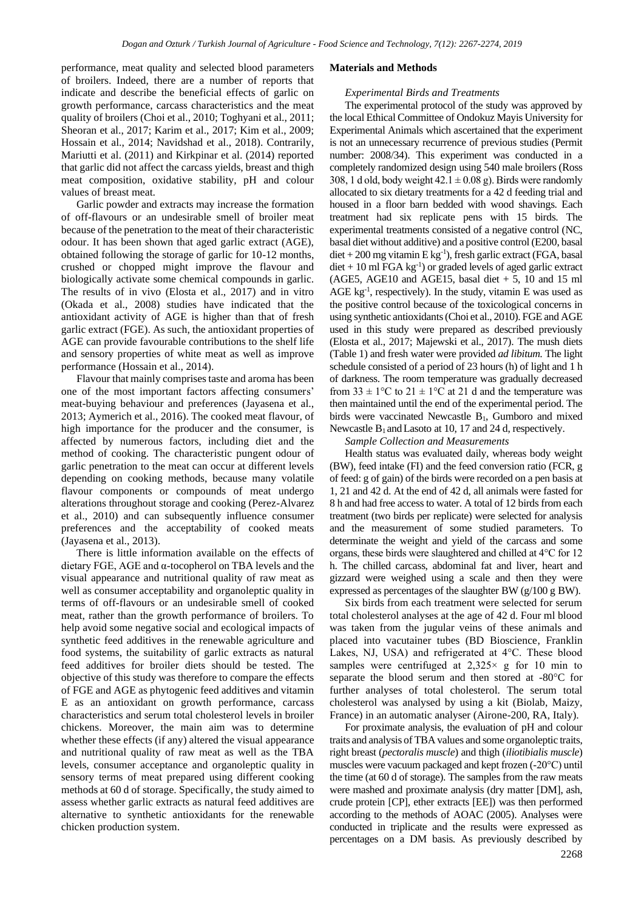performance, meat quality and selected blood parameters of broilers. Indeed, there are a number of reports that indicate and describe the beneficial effects of garlic on growth performance, carcass characteristics and the meat quality of broilers (Choi et al., 2010; Toghyani et al., 2011; Sheoran et al., 2017; Karim et al., 2017; Kim et al., 2009; Hossain et al., 2014; Navidshad et al., 2018). Contrarily, Mariutti et al. (2011) and Kirkpinar et al. (2014) reported that garlic did not affect the carcass yields, breast and thigh meat composition, oxidative stability, pH and colour values of breast meat.

Garlic powder and extracts may increase the formation of off-flavours or an undesirable smell of broiler meat because of the penetration to the meat of their characteristic odour. It has been shown that aged garlic extract (AGE), obtained following the storage of garlic for 10-12 months, crushed or chopped might improve the flavour and biologically activate some chemical compounds in garlic. The results of in vivo (Elosta et al., 2017) and in vitro (Okada et al., 2008) studies have indicated that the antioxidant activity of AGE is higher than that of fresh garlic extract (FGE). As such, the antioxidant properties of AGE can provide favourable contributions to the shelf life and sensory properties of white meat as well as improve performance (Hossain et al., 2014).

Flavour that mainly comprises taste and aroma has been one of the most important factors affecting consumers' meat-buying behaviour and preferences (Jayasena et al., 2013; Aymerich et al., 2016). The cooked meat flavour, of high importance for the producer and the consumer, is affected by numerous factors, including diet and the method of cooking. The characteristic pungent odour of garlic penetration to the meat can occur at different levels depending on cooking methods, because many volatile flavour components or compounds of meat undergo alterations throughout storage and cooking (Perez-Alvarez et al., 2010) and can subsequently influence consumer preferences and the acceptability of cooked meats (Jayasena et al., 2013).

There is little information available on the effects of dietary FGE, AGE and α-tocopherol on TBA levels and the visual appearance and nutritional quality of raw meat as well as consumer acceptability and organoleptic quality in terms of off-flavours or an undesirable smell of cooked meat, rather than the growth performance of broilers. To help avoid some negative social and ecological impacts of synthetic feed additives in the renewable agriculture and food systems, the suitability of garlic extracts as natural feed additives for broiler diets should be tested. The objective of this study was therefore to compare the effects of FGE and AGE as phytogenic feed additives and vitamin E as an antioxidant on growth performance, carcass characteristics and serum total cholesterol levels in broiler chickens. Moreover, the main aim was to determine whether these effects (if any) altered the visual appearance and nutritional quality of raw meat as well as the TBA levels, consumer acceptance and organoleptic quality in sensory terms of meat prepared using different cooking methods at 60 d of storage. Specifically, the study aimed to assess whether garlic extracts as natural feed additives are alternative to synthetic antioxidants for the renewable chicken production system.

## Materials and Methods

### *Experimental Birds and Treatments*

The experimental protocol of the study was approved by the local Ethical Committee of Ondokuz Mayis University for Experimental Animals which ascertained that the experiment is not an unnecessary recurrence of previous studies (Permit number: 2008/34). This experiment was conducted in a completely randomized design using 540 male broilers (Ross 308, 1 d old, body weight 42.1 ± 0.08 g). Birds were randomly allocated to six dietary treatments for a 42 d feeding trial and housed in a floor barn bedded with wood shavings. Each treatment had six replicate pens with 15 birds. The experimental treatments consisted of a negative control (NC, basal diet without additive) and a positive control (E200, basal diet + 200 mg vitamin E $kg^{-1}$), fresh garlic extract (FGA, basal diet + 10 ml FGA $kg^{-1}$) or graded levels of aged garlic extract (AGE5, AGE10 and AGE15, basal diet + 5, 10 and 15 ml AGE $kg^{-1}$, respectively). In the study, vitamin E was used as the positive control because of the toxicological concerns in using synthetic antioxidants (Choi et al., 2010). FGE and AGE used in this study were prepared as described previously (Elosta et al., 2017; Majewski et al., 2017). The mush diets (Table 1) and fresh water were provided *ad libitum.* The light schedule consisted of a period of 23 hours (h) of light and 1 h of darkness. The room temperature was gradually decreased from 33 ± 1°C to 21 ± 1°C at 21 d and the temperature was then maintained until the end of the experimental period. The birds were vaccinated Newcastle $B_1$, Gumboro and mixed Newcastle $B_1$ and Lasoto at 10, 17 and 24 d, respectively.

### *Sample Collection and Measurements*

Health status was evaluated daily, whereas body weight (BW), feed intake (FI) and the feed conversion ratio (FCR, g of feed: g of gain) of the birds were recorded on a pen basis at 1, 21 and 42 d. At the end of 42 d, all animals were fasted for 8 h and had free access to water. A total of 12 birds from each treatment (two birds per replicate) were selected for analysis and the measurement of some studied parameters. To determinate the weight and yield of the carcass and some organs, these birds were slaughtered and chilled at 4°C for 12 h. The chilled carcass, abdominal fat and liver, heart and gizzard were weighed using a scale and then they were expressed as percentages of the slaughter BW (g/100 g BW).

Six birds from each treatment were selected for serum total cholesterol analyses at the age of 42 d. Four ml blood was taken from the jugular veins of these animals and placed into vacutainer tubes (BD Bioscience, Franklin Lakes, NJ, USA) and refrigerated at 4°C. These blood samples were centrifuged at 2,325× g for 10 min to separate the blood serum and then stored at -80°C for further analyses of total cholesterol. The serum total cholesterol was analysed by using a kit (Biolab, Maizy, France) in an automatic analyser (Airone-200, RA, Italy).

For proximate analysis, the evaluation of pH and colour traits and analysis of TBA values and some organoleptic traits, right breast (*pectoralis muscle*) and thigh (*iliotibialis muscle*) muscles were vacuum packaged and kept frozen (-20°C) until the time (at 60 d of storage). The samples from the raw meats were mashed and proximate analysis (dry matter [DM], ash, crude protein [CP], ether extracts [EE]) was then performed according to the methods of AOAC (2005). Analyses were conducted in triplicate and the results were expressed as percentages on a DM basis. As previously described by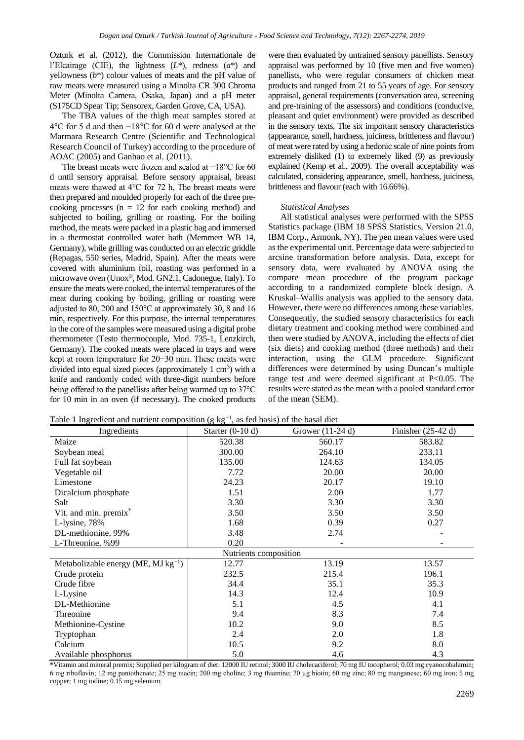Ozturk et al. (2012), the Commission Internationale de l'Elcairage (CIE), the lightness ($L^*$), redness ($a^*$) and yellowness ($b^*$) colour values of meats and the pH value of raw meats were measured using a Minolta CR 300 Chroma Meter (Minolta Camera, Osaka, Japan) and a pH meter (S175CD Spear Tip; Sensorex, Garden Grove, CA, USA).

The TBA values of the thigh meat samples stored at 4°C for 5 d and then −18°C for 60 d were analysed at the Marmara Research Centre (Scientific and Technological Research Council of Turkey) according to the procedure of AOAC (2005) and Ganhao et al. (2011).

The breast meats were frozen and sealed at −18°C for 60 d until sensory appraisal. Before sensory appraisal, breast meats were thawed at 4°C for 72 h, The breast meats were then prepared and moulded properly for each of the three pre-cooking processes (n = 12 for each cooking method) and subjected to boiling, grilling or roasting. For the boiling method, the meats were packed in a plastic bag and immersed in a thermostat controlled water bath (Memmert WB 14, Germany), while grilling was conducted on an electric griddle (Repagas, 550 series, Madrid, Spain). After the meats were covered with aluminium foil, roasting was performed in a microwave oven (Unox®, Mod. GN2.1, Cadonegue, Italy). To ensure the meats were cooked, the internal temperatures of the meat during cooking by boiling, grilling or roasting were adjusted to 80, 200 and 150°C at approximately 30, 8 and 16 min, respectively. For this purpose, the internal temperatures in the core of the samples were measured using a digital probe thermometer (Testo thermocouple, Mod. 735-1, Lenzkirch, Germany). The cooked meats were placed in trays and were kept at room temperature for 20−30 min. These meats were divided into equal sized pieces (approximately 1 $cm^3$) with a knife and randomly coded with three-digit numbers before being offered to the panellists after being warmed up to 37°C for 10 min in an oven (if necessary). The cooked products were then evaluated by untrained sensory panellists. Sensory appraisal was performed by 10 (five men and five women) panellists, who were regular consumers of chicken meat products and ranged from 21 to 55 years of age. For sensory appraisal, general requirements (conversation area, screening and pre-training of the assessors) and conditions (conducive, pleasant and quiet environment) were provided as described in the sensory texts. The six important sensory characteristics (appearance, smell, hardness, juiciness, brittleness and flavour) of meat were rated by using a hedonic scale of nine points from extremely disliked (1) to extremely liked (9) as previously explained (Kemp et al., 2009). The overall acceptability was calculated, considering appearance, smell, hardness, juiciness, brittleness and flavour (each with 16.66%).

### *Statistical Analyses*

All statistical analyses were performed with the SPSS Statistics package (IBM 18 SPSS Statistics, Version 21.0, IBM Corp., Armonk, NY). The pen mean values were used as the experimental unit. Percentage data were subjected to arcsine transformation before analysis. Data, except for sensory data, were evaluated by ANOVA using the compare mean procedure of the program package according to a randomized complete block design. A Kruskal–Wallis analysis was applied to the sensory data. However, there were no differences among these variables. Consequently, the studied sensory characteristics for each dietary treatment and cooking method were combined and then were studied by ANOVA, including the effects of diet (six diets) and cooking method (three methods) and their interaction, using the GLM procedure. Significant differences were determined by using Duncan's multiple range test and were deemed significant at $P<0.05$. The results were stated as the mean with a pooled standard error of the mean (SEM).

Table 1 Ingredient and nutrient composition (g $kg^{-1}$, as fed basis) of the basal diet

| Ingredients | Starter (0-10 d) | Grower (11-24 d) | Finisher (25-42 d) |
|---|---|---|---|
| Maize | 520.38 | 560.17 | 583.82 |
| Soybean meal | 300.00 | 264.10 | 233.11 |
| Full fat soybean | 135.00 | 124.63 | 134.05 |
| Vegetable oil | 7.72 | 20.00 | 20.00 |
| Limestone | 24.23 | 20.17 | 19.10 |
| Dicalcium phosphate | 1.51 | 2.00 | 1.77 |
| Salt | 3.30 | 3.30 | 3.30 |
| Vit. and min. premix* | 3.50 | 3.50 | 3.50 |
| L-lysine, 78% | 1.68 | 0.39 | 0.27 |
| DL-methionine, 99% | 3.48 | 2.74 | - |
| L-Threonine, %99 | 0.20 | - | - |
| Nutrients composition | | | |
| Metabolizable energy (ME, MJ $kg^{-1}$) | 12.77 | 13.19 | 13.57 |
| Crude protein | 232.5 | 215.4 | 196.1 |
| Crude fibre | 34.4 | 35.1 | 35.3 |
| L-Lysine | 14.3 | 12.4 | 10.9 |
| DL-Methionine | 5.1 | 4.5 | 4.1 |
| Threonine | 9.4 | 8.3 | 7.4 |
| Methionine-Cystine | 10.2 | 9.0 | 8.5 |
| Tryptophan | 2.4 | 2.0 | 1.8 |
| Calcium | 10.5 | 9.2 | 8.0 |
| Available phosphorus | 5.0 | 4.6 | 4.3 |

*Vitamin and mineral premix; Supplied per kilogram of diet: 12000 IU retinol; 3000 IU cholecaciferol; 70 mg IU tocopherol; 0.03 mg cyanocobalamin; 6 mg riboflavin; 12 mg pantothenate; 25 mg niacin; 200 mg choline; 3 mg thiamine; 70 µg biotin; 60 mg zinc; 80 mg manganese; 60 mg iron; 5 mg copper; 1 mg iodine; 0.15 mg selenium.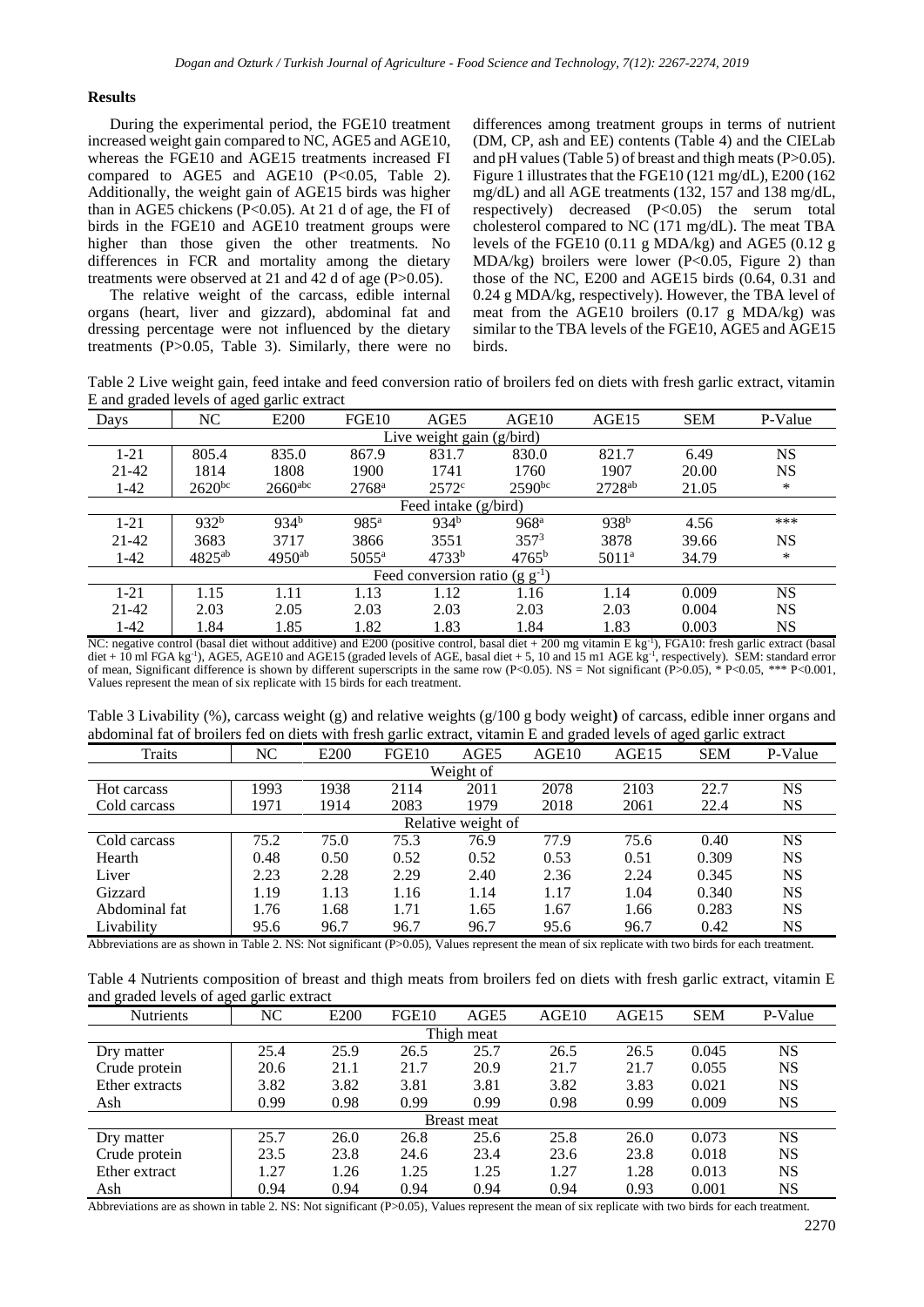## Results

During the experimental period, the FGE10 treatment increased weight gain compared to NC, AGE5 and AGE10, whereas the FGE10 and AGE15 treatments increased FI compared to AGE5 and AGE10 (P<0.05, Table 2). Additionally, the weight gain of AGE15 birds was higher than in AGE5 chickens (P<0.05). At 21 d of age, the FI of birds in the FGE10 and AGE10 treatment groups were higher than those given the other treatments. No differences in FCR and mortality among the dietary treatments were observed at 21 and 42 d of age (P>0.05).

The relative weight of the carcass, edible internal organs (heart, liver and gizzard), abdominal fat and dressing percentage were not influenced by the dietary treatments (P>0.05, Table 3). Similarly, there were no differences among treatment groups in terms of nutrient (DM, CP, ash and EE) contents (Table 4) and the CIELab and pH values (Table 5) of breast and thigh meats (P>0.05). Figure 1 illustrates that the FGE10 (121 mg/dL), E200 (162 mg/dL) and all AGE treatments (132, 157 and 138 mg/dL, respectively) decreased (P<0.05) the serum total cholesterol compared to NC (171 mg/dL). The meat TBA levels of the FGE10 (0.11 g MDA/kg) and AGE5 (0.12 g MDA/kg) broilers were lower (P<0.05, Figure 2) than those of the NC, E200 and AGE15 birds (0.64, 0.31 and 0.24 g MDA/kg, respectively). However, the TBA level of meat from the AGE10 broilers (0.17 g MDA/kg) was similar to the TBA levels of the FGE10, AGE5 and AGE15 birds.

Table 2 Live weight gain, feed intake and feed conversion ratio of broilers fed on diets with fresh garlic extract, vitamin E and graded levels of aged garlic extract

| Days | NC | E200 | FGE10 | AGE5 | AGE10 | AGE15 | SEM | P-Value |
|---|---|---|---|---|---|---|---|---|
| | | | | Live weight gain (g/bird) | | | | |
| 1-21 | 805.4 | 835.0 | 867.9 | 831.7 | 830.0 | 821.7 | 6.49 | NS |
| 21-42 | 1814 | 1808 | 1900 | 1741 | 1760 | 1907 | 20.00 | NS |
| 1-42 | 2620[bc] | 2660[abc] | 2768[a] | 2572[c] | 2590[bc] | 2728[ab] | 21.05 | * |
| | | | | Feed intake (g/bird) | | | | |
| 1-21 | 932[b] | 934[b] | 985[a] | 934[b] | 968[a] | 938[b] | 4.56 | *** |
| 21-42 | 3683 | 3717 | 3866 | 3551 | 357[3] | 3878 | 39.66 | NS |
| 1-42 | 4825[ab] | 4950[ab] | 5055[a] | 4733[b] | 4765[b] | 5011[a] | 34.79 | * |
| | | | | Feed conversion ratio ($g\ g^{-1}$) | | | | |
| 1-21 | 1.15 | 1.11 | 1.13 | 1.12 | 1.16 | 1.14 | 0.009 | NS |
| 21-42 | 2.03 | 2.05 | 2.03 | 2.03 | 2.03 | 2.03 | 0.004 | NS |
| 1-42 | 1.84 | 1.85 | 1.82 | 1.83 | 1.84 | 1.83 | 0.003 | NS |

NC: negative control (basal diet without additive) and E200 (positive control, basal diet + 200 mg vitamin E $kg^{-1}$), FGA10: fresh garlic extract (basal diet + 10 ml FGA $kg^{-1}$), AGE5, AGE10 and AGE15 (graded levels of AGE, basal diet + 5, 10 and 15 m1 AGE $kg^{-1}$, respectively). SEM: standard error of mean, Significant difference is shown by different superscripts in the same row (P<0.05). NS = Not significant (P>0.05), * P<0.05, *** P<0.001, Values represent the mean of six replicate with 15 birds for each treatment.

Table 3 Livability (%), carcass weight (g) and relative weights (g/100 g body weight) of carcass, edible inner organs and abdominal fat of broilers fed on diets with fresh garlic extract, vitamin E and graded levels of aged garlic extract

| Traits | NC | E200 | FGE10 | AGE5 | AGE10 | AGE15 | SEM | P-Value |
|---|---|---|---|---|---|---|---|---|
| | | | | Weight of | | | | |
| Hot carcass | 1993 | 1938 | 2114 | 2011 | 2078 | 2103 | 22.7 | NS |
| Cold carcass | 1971 | 1914 | 2083 | 1979 | 2018 | 2061 | 22.4 | NS |
| | | | | Relative weight of | | | | |
| Cold carcass | 75.2 | 75.0 | 75.3 | 76.9 | 77.9 | 75.6 | 0.40 | NS |
| Hearth | 0.48 | 0.50 | 0.52 | 0.52 | 0.53 | 0.51 | 0.309 | NS |
| Liver | 2.23 | 2.28 | 2.29 | 2.40 | 2.36 | 2.24 | 0.345 | NS |
| Gizzard | 1.19 | 1.13 | 1.16 | 1.14 | 1.17 | 1.04 | 0.340 | NS |
| Abdominal fat | 1.76 | 1.68 | 1.71 | 1.65 | 1.67 | 1.66 | 0.283 | NS |
| Livability | 95.6 | 96.7 | 96.7 | 96.7 | 95.6 | 96.7 | 0.42 | NS |

Abbreviations are as shown in Table 2. NS: Not significant (P>0.05), Values represent the mean of six replicate with two birds for each treatment.

Table 4 Nutrients composition of breast and thigh meats from broilers fed on diets with fresh garlic extract, vitamin E and graded levels of aged garlic extract

| Nutrients | NC | E200 | FGE10 | AGE5 | AGE10 | AGE15 | SEM | P-Value |
|---|---|---|---|---|---|---|---|---|
| | | | | Thigh meat | | | | |
| Dry matter | 25.4 | 25.9 | 26.5 | 25.7 | 26.5 | 26.5 | 0.045 | NS |
| Crude protein | 20.6 | 21.1 | 21.7 | 20.9 | 21.7 | 21.7 | 0.055 | NS |
| Ether extracts | 3.82 | 3.82 | 3.81 | 3.81 | 3.82 | 3.83 | 0.021 | NS |
| Ash | 0.99 | 0.98 | 0.99 | 0.99 | 0.98 | 0.99 | 0.009 | NS |
| | | | | Breast meat | | | | |
| Dry matter | 25.7 | 26.0 | 26.8 | 25.6 | 25.8 | 26.0 | 0.073 | NS |
| Crude protein | 23.5 | 23.8 | 24.6 | 23.4 | 23.6 | 23.8 | 0.018 | NS |
| Ether extract | 1.27 | 1.26 | 1.25 | 1.25 | 1.27 | 1.28 | 0.013 | NS |
| Ash | 0.94 | 0.94 | 0.94 | 0.94 | 0.94 | 0.93 | 0.001 | NS |

Abbreviations are as shown in table 2. NS: Not significant (P>0.05), Values represent the mean of six replicate with two birds for each treatment.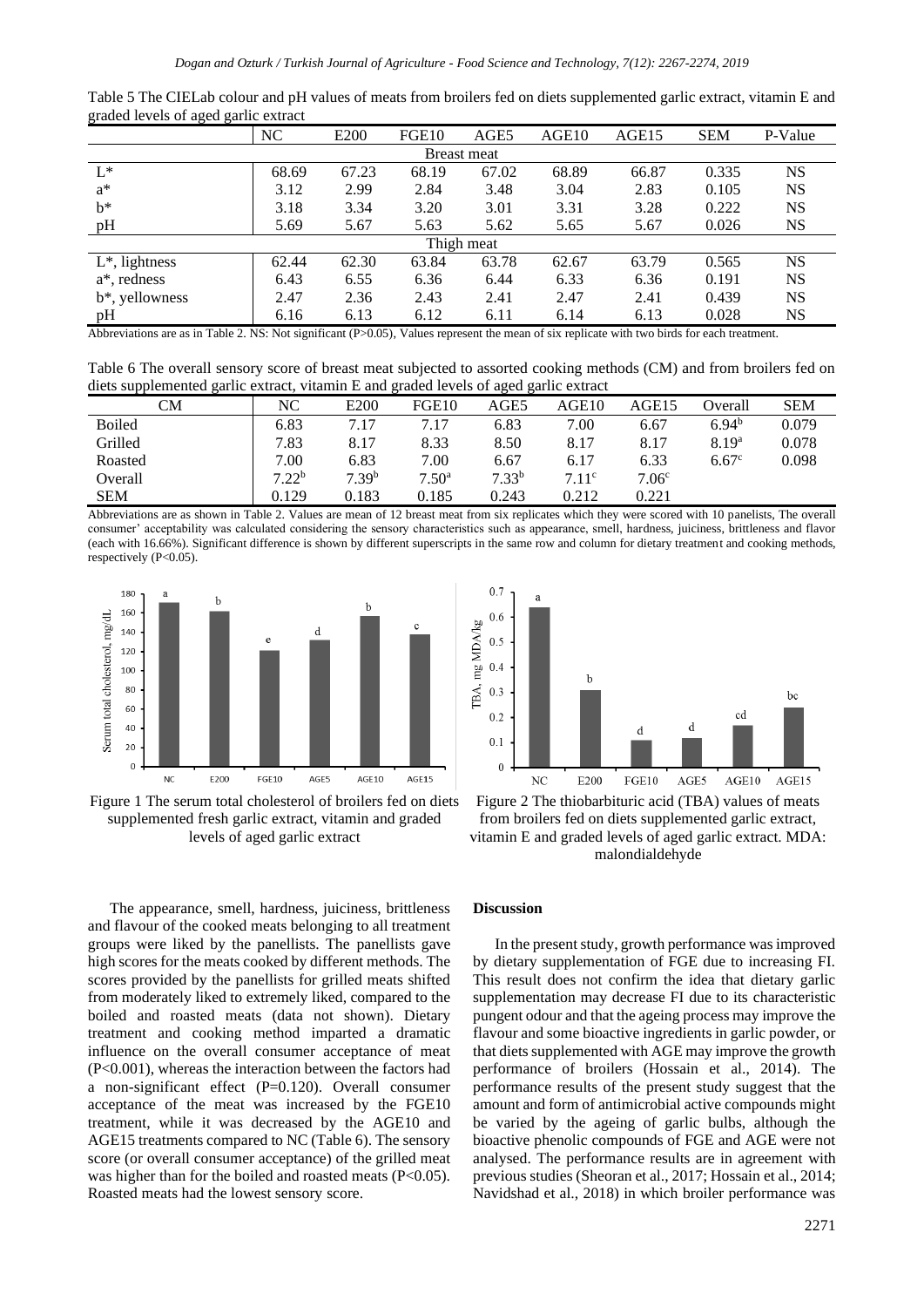Table 5 The CIELab colour and pH values of meats from broilers fed on diets supplemented garlic extract, vitamin E and graded levels of aged garlic extract

| | NC | E200 | FGE10 | AGE5 | AGE10 | AGE15 | SEM | P-Value |
|---|---|---|---|---|---|---|---|---|
| | | | | Breast meat | | | | |
| L* | 68.69 | 67.23 | 68.19 | 67.02 | 68.89 | 66.87 | 0.335 | NS |
| a* | 3.12 | 2.99 | 2.84 | 3.48 | 3.04 | 2.83 | 0.105 | NS |
| b* | 3.18 | 3.34 | 3.20 | 3.01 | 3.31 | 3.28 | 0.222 | NS |
| pH | 5.69 | 5.67 | 5.63 | 5.62 | 5.65 | 5.67 | 0.026 | NS |
| | | | | Thigh meat | | | | |
| L*, lightness | 62.44 | 62.30 | 63.84 | 63.78 | 62.67 | 63.79 | 0.565 | NS |
| a*, redness | 6.43 | 6.55 | 6.36 | 6.44 | 6.33 | 6.36 | 0.191 | NS |
| b*, yellowness | 2.47 | 2.36 | 2.43 | 2.41 | 2.47 | 2.41 | 0.439 | NS |
| pH | 6.16 | 6.13 | 6.12 | 6.11 | 6.14 | 6.13 | 0.028 | NS |

Abbreviations are as in Table 2. NS: Not significant ($P>0.05$), Values represent the mean of six replicate with two birds for each treatment.

Table 6 The overall sensory score of breast meat subjected to assorted cooking methods (CM) and from broilers fed on diets supplemented garlic extract, vitamin E and graded levels of aged garlic extract

| CM | NC | E200 | FGE10 | AGE5 | AGE10 | AGE15 | Overall | SEM |
|---|---|---|---|---|---|---|---|---|
| Boiled | 6.83 | 7.17 | 7.17 | 6.83 | 7.00 | 6.67 | 6.94[b] | 0.079 |
| Grilled | 7.83 | 8.17 | 8.33 | 8.50 | 8.17 | 8.17 | 8.19[a] | 0.078 |
| Roasted | 7.00 | 6.83 | 7.00 | 6.67 | 6.17 | 6.33 | 6.67[c] | 0.098 |
| Overall | 7.22[b] | 7.39[b] | 7.50[a] | 7.33[b] | 7.11[c] | 7.06[c] | | |
| SEM | 0.129 | 0.183 | 0.185 | 0.243 | 0.212 | 0.221 | | |

Abbreviations are as shown in Table 2. Values are mean of 12 breast meat from six replicates which they were scored with 10 panelists, The overall consumer' acceptability was calculated considering the sensory characteristics such as appearance, smell, hardness, juiciness, brittleness and flavor (each with 16.66%). Significant difference is shown by different superscripts in the same row and column for dietary treatment and cooking methods, respectively ($P<0.05$).

Figure 1 The serum total cholesterol of broilers fed on diets supplemented fresh garlic extract, vitamin and graded levels of aged garlic extract

Figure 2 The thiobarbituric acid (TBA) values of meats from broilers fed on diets supplemented garlic extract, vitamin E and graded levels of aged garlic extract. MDA: malondialdehyde

The appearance, smell, hardness, juiciness, brittleness and flavour of the cooked meats belonging to all treatment groups were liked by the panellists. The panellists gave high scores for the meats cooked by different methods. The scores provided by the panellists for grilled meats shifted from moderately liked to extremely liked, compared to the boiled and roasted meats (data not shown). Dietary treatment and cooking method imparted a dramatic influence on the overall consumer acceptance of meat ($P<0.001$), whereas the interaction between the factors had a non-significant effect ($P=0.120$). Overall consumer acceptance of the meat was increased by the FGE10 treatment, while it was decreased by the AGE10 and AGE15 treatments compared to NC (Table 6). The sensory score (or overall consumer acceptance) of the grilled meat was higher than for the boiled and roasted meats ($P<0.05$). Roasted meats had the lowest sensory score.

## Discussion

In the present study, growth performance was improved by dietary supplementation of FGE due to increasing FI. This result does not confirm the idea that dietary garlic supplementation may decrease FI due to its characteristic pungent odour and that the ageing process may improve the flavour and some bioactive ingredients in garlic powder, or that diets supplemented with AGE may improve the growth performance of broilers (Hossain et al., 2014). The performance results of the present study suggest that the amount and form of antimicrobial active compounds might be varied by the ageing of garlic bulbs, although the bioactive phenolic compounds of FGE and AGE were not analysed. The performance results are in agreement with previous studies (Sheoran et al., 2017; Hossain et al., 2014; Navidshad et al., 2018) in which broiler performance was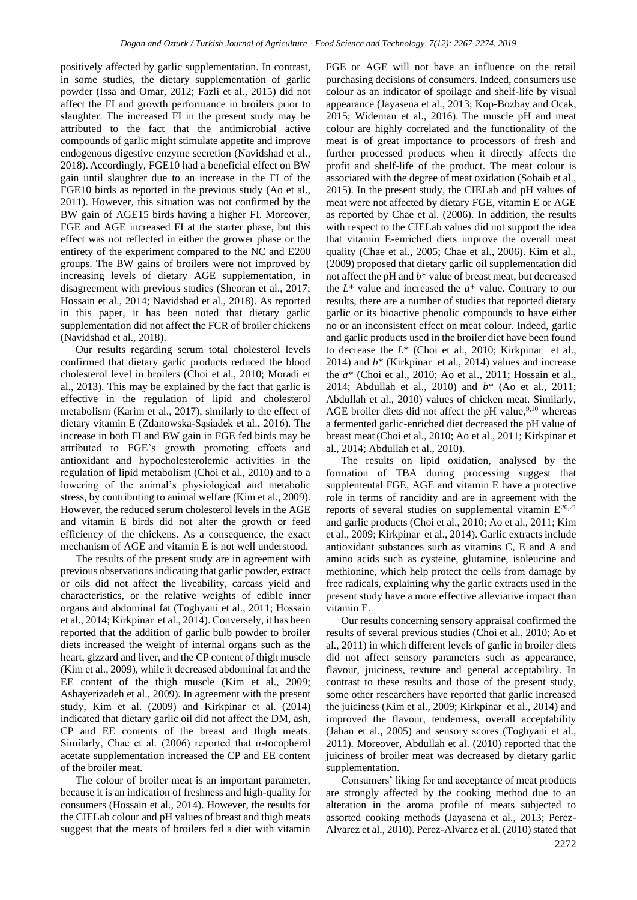positively affected by garlic supplementation. In contrast, in some studies, the dietary supplementation of garlic powder (Issa and Omar, 2012; Fazli et al., 2015) did not affect the FI and growth performance in broilers prior to slaughter. The increased FI in the present study may be attributed to the fact that the antimicrobial active compounds of garlic might stimulate appetite and improve endogenous digestive enzyme secretion (Navidshad et al., 2018). Accordingly, FGE10 had a beneficial effect on BW gain until slaughter due to an increase in the FI of the FGE10 birds as reported in the previous study (Ao et al., 2011). However, this situation was not confirmed by the BW gain of AGE15 birds having a higher FI. Moreover, FGE and AGE increased FI at the starter phase, but this effect was not reflected in either the grower phase or the entirety of the experiment compared to the NC and E200 groups. The BW gains of broilers were not improved by increasing levels of dietary AGE supplementation, in disagreement with previous studies (Sheoran et al., 2017; Hossain et al., 2014; Navidshad et al., 2018). As reported in this paper, it has been noted that dietary garlic supplementation did not affect the FCR of broiler chickens (Navidshad et al., 2018).

Our results regarding serum total cholesterol levels confirmed that dietary garlic products reduced the blood cholesterol level in broilers (Choi et al., 2010; Moradi et al., 2013). This may be explained by the fact that garlic is effective in the regulation of lipid and cholesterol metabolism (Karim et al., 2017), similarly to the effect of dietary vitamin E (Zdanowska-Sąsiadek et al., 2016). The increase in both FI and BW gain in FGE fed birds may be attributed to FGE's growth promoting effects and antioxidant and hypocholesterolemic activities in the regulation of lipid metabolism (Choi et al., 2010) and to a lowering of the animal's physiological and metabolic stress, by contributing to animal welfare (Kim et al., 2009). However, the reduced serum cholesterol levels in the AGE and vitamin E birds did not alter the growth or feed efficiency of the chickens. As a consequence, the exact mechanism of AGE and vitamin E is not well understood.

The results of the present study are in agreement with previous observations indicating that garlic powder, extract or oils did not affect the liveability, carcass yield and characteristics, or the relative weights of edible inner organs and abdominal fat (Toghyani et al., 2011; Hossain et al., 2014; Kirkpinar et al., 2014). Conversely, it has been reported that the addition of garlic bulb powder to broiler diets increased the weight of internal organs such as the heart, gizzard and liver, and the CP content of thigh muscle (Kim et al., 2009), while it decreased abdominal fat and the EE content of the thigh muscle (Kim et al., 2009; Ashayerizadeh et al., 2009). In agreement with the present study, Kim et al. (2009) and Kirkpinar et al. (2014) indicated that dietary garlic oil did not affect the DM, ash, CP and EE contents of the breast and thigh meats. Similarly, Chae et al. (2006) reported that α-tocopherol acetate supplementation increased the CP and EE content of the broiler meat.

The colour of broiler meat is an important parameter, because it is an indication of freshness and high-quality for consumers (Hossain et al., 2014). However, the results for the CIELab colour and pH values of breast and thigh meats suggest that the meats of broilers fed a diet with vitamin FGE or AGE will not have an influence on the retail purchasing decisions of consumers. Indeed, consumers use colour as an indicator of spoilage and shelf-life by visual appearance (Jayasena et al., 2013; Kop-Bozbay and Ocak, 2015; Wideman et al., 2016). The muscle pH and meat colour are highly correlated and the functionality of the meat is of great importance to processors of fresh and further processed products when it directly affects the profit and shelf-life of the product. The meat colour is associated with the degree of meat oxidation (Sohaib et al., 2015). In the present study, the CIELab and pH values of meat were not affected by dietary FGE, vitamin E or AGE as reported by Chae et al. (2006). In addition, the results with respect to the CIELab values did not support the idea that vitamin E-enriched diets improve the overall meat quality (Chae et al., 2005; Chae et al., 2006). Kim et al., (2009) proposed that dietary garlic oil supplementation did not affect the pH and *b*\* value of breast meat, but decreased the *L*\* value and increased the *a*\* value. Contrary to our results, there are a number of studies that reported dietary garlic or its bioactive phenolic compounds to have either no or an inconsistent effect on meat colour. Indeed, garlic and garlic products used in the broiler diet have been found to decrease the *L*\* (Choi et al., 2010; Kirkpinar et al., 2014) and *b*\* (Kirkpinar et al., 2014) values and increase the *a*\* (Choi et al., 2010; Ao et al., 2011; Hossain et al., 2014; Abdullah et al., 2010) and *b*\* (Ao et al., 2011; Abdullah et al., 2010) values of chicken meat. Similarly, AGE broiler diets did not affect the pH value,[9,10] whereas a fermented garlic-enriched diet decreased the pH value of breast meat (Choi et al., 2010; Ao et al., 2011; Kirkpinar et al., 2014; Abdullah et al., 2010).

The results on lipid oxidation, analysed by the formation of TBA during processing suggest that supplemental FGE, AGE and vitamin E have a protective role in terms of rancidity and are in agreement with the reports of several studies on supplemental vitamin E[20,21] and garlic products (Choi et al., 2010; Ao et al., 2011; Kim et al., 2009; Kirkpinar et al., 2014). Garlic extracts include antioxidant substances such as vitamins C, E and A and amino acids such as cysteine, glutamine, isoleucine and methionine, which help protect the cells from damage by free radicals, explaining why the garlic extracts used in the present study have a more effective alleviative impact than vitamin E.

Our results concerning sensory appraisal confirmed the results of several previous studies (Choi et al., 2010; Ao et al., 2011) in which different levels of garlic in broiler diets did not affect sensory parameters such as appearance, flavour, juiciness, texture and general acceptability. In contrast to these results and those of the present study, some other researchers have reported that garlic increased the juiciness (Kim et al., 2009; Kirkpinar et al., 2014) and improved the flavour, tenderness, overall acceptability (Jahan et al., 2005) and sensory scores (Toghyani et al., 2011). Moreover, Abdullah et al. (2010) reported that the juiciness of broiler meat was decreased by dietary garlic supplementation.

Consumers' liking for and acceptance of meat products are strongly affected by the cooking method due to an alteration in the aroma profile of meats subjected to assorted cooking methods (Jayasena et al., 2013; Perez-Alvarez et al., 2010). Perez-Alvarez et al. (2010) stated that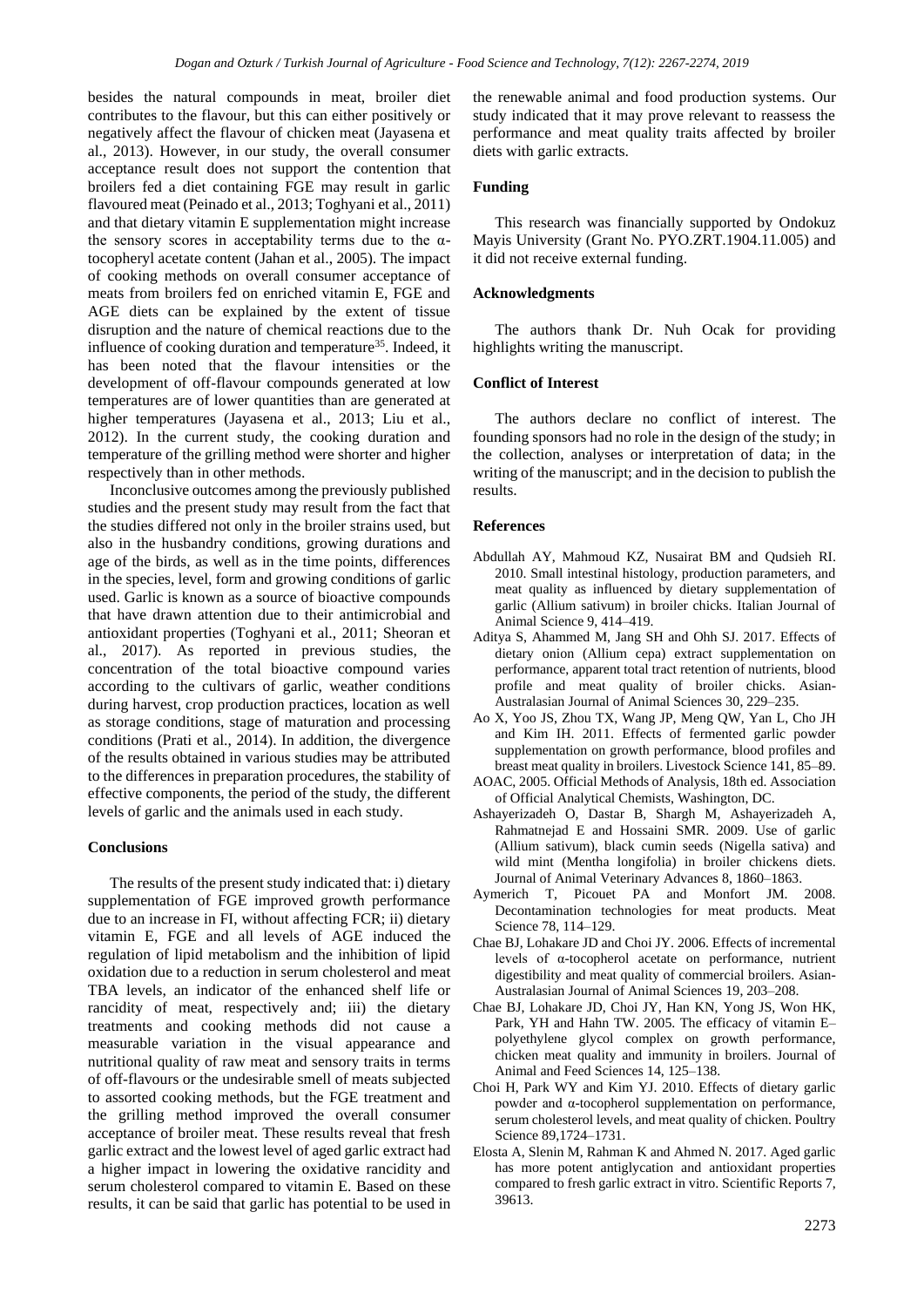besides the natural compounds in meat, broiler diet contributes to the flavour, but this can either positively or negatively affect the flavour of chicken meat (Jayasena et al., 2013). However, in our study, the overall consumer acceptance result does not support the contention that broilers fed a diet containing FGE may result in garlic flavoured meat (Peinado et al., 2013; Toghyani et al., 2011) and that dietary vitamin E supplementation might increase the sensory scores in acceptability terms due to the α-tocopheryl acetate content (Jahan et al., 2005). The impact of cooking methods on overall consumer acceptance of meats from broilers fed on enriched vitamin E, FGE and AGE diets can be explained by the extent of tissue disruption and the nature of chemical reactions due to the influence of cooking duration and temperature[35]. Indeed, it has been noted that the flavour intensities or the development of off-flavour compounds generated at low temperatures are of lower quantities than are generated at higher temperatures (Jayasena et al., 2013; Liu et al., 2012). In the current study, the cooking duration and temperature of the grilling method were shorter and higher respectively than in other methods.

Inconclusive outcomes among the previously published studies and the present study may result from the fact that the studies differed not only in the broiler strains used, but also in the husbandry conditions, growing durations and age of the birds, as well as in the time points, differences in the species, level, form and growing conditions of garlic used. Garlic is known as a source of bioactive compounds that have drawn attention due to their antimicrobial and antioxidant properties (Toghyani et al., 2011; Sheoran et al., 2017). As reported in previous studies, the concentration of the total bioactive compound varies according to the cultivars of garlic, weather conditions during harvest, crop production practices, location as well as storage conditions, stage of maturation and processing conditions (Prati et al., 2014). In addition, the divergence of the results obtained in various studies may be attributed to the differences in preparation procedures, the stability of effective components, the period of the study, the different levels of garlic and the animals used in each study.

## Conclusions

The results of the present study indicated that: i) dietary supplementation of FGE improved growth performance due to an increase in FI, without affecting FCR; ii) dietary vitamin E, FGE and all levels of AGE induced the regulation of lipid metabolism and the inhibition of lipid oxidation due to a reduction in serum cholesterol and meat TBA levels, an indicator of the enhanced shelf life or rancidity of meat, respectively and; iii) the dietary treatments and cooking methods did not cause a measurable variation in the visual appearance and nutritional quality of raw meat and sensory traits in terms of off-flavours or the undesirable smell of meats subjected to assorted cooking methods, but the FGE treatment and the grilling method improved the overall consumer acceptance of broiler meat. These results reveal that fresh garlic extract and the lowest level of aged garlic extract had a higher impact in lowering the oxidative rancidity and serum cholesterol compared to vitamin E. Based on these results, it can be said that garlic has potential to be used in the renewable animal and food production systems. Our study indicated that it may prove relevant to reassess the performance and meat quality traits affected by broiler diets with garlic extracts.

## Funding

This research was financially supported by Ondokuz Mayis University (Grant No. PYO.ZRT.1904.11.005) and it did not receive external funding.

## Acknowledgments

The authors thank Dr. Nuh Ocak for providing highlights writing the manuscript.

## Conflict of Interest

The authors declare no conflict of interest. The founding sponsors had no role in the design of the study; in the collection, analyses or interpretation of data; in the writing of the manuscript; and in the decision to publish the results.

## References

Abdullah AY, Mahmoud KZ, Nusairat BM and Qudsieh RI. 2010. Small intestinal histology, production parameters, and meat quality as influenced by dietary supplementation of garlic (Allium sativum) in broiler chicks. Italian Journal of Animal Science 9, 414–419.

Aditya S, Ahammed M, Jang SH and Ohh SJ. 2017. Effects of dietary onion (Allium cepa) extract supplementation on performance, apparent total tract retention of nutrients, blood profile and meat quality of broiler chicks. Asian-Australasian Journal of Animal Sciences 30, 229–235.

Ao X, Yoo JS, Zhou TX, Wang JP, Meng QW, Yan L, Cho JH and Kim IH. 2011. Effects of fermented garlic powder supplementation on growth performance, blood profiles and breast meat quality in broilers. Livestock Science 141, 85–89.

AOAC, 2005. Official Methods of Analysis, 18th ed. Association of Official Analytical Chemists, Washington, DC.

Ashayerizadeh O, Dastar B, Shargh M, Ashayerizadeh A, Rahmatnejad E and Hossaini SMR. 2009. Use of garlic (Allium sativum), black cumin seeds (Nigella sativa) and wild mint (Mentha longifolia) in broiler chickens diets. Journal of Animal Veterinary Advances 8, 1860–1863.

Aymerich T, Picouet PA and Monfort JM. 2008. Decontamination technologies for meat products. Meat Science 78, 114–129.

Chae BJ, Lohakare JD and Choi JY. 2006. Effects of incremental levels of α-tocopherol acetate on performance, nutrient digestibility and meat quality of commercial broilers. Asian-Australasian Journal of Animal Sciences 19, 203–208.

Chae BJ, Lohakare JD, Choi JY, Han KN, Yong JS, Won HK, Park, YH and Hahn TW. 2005. The efficacy of vitamin E–polyethylene glycol complex on growth performance, chicken meat quality and immunity in broilers. Journal of Animal and Feed Sciences 14, 125–138.

Choi H, Park WY and Kim YJ. 2010. Effects of dietary garlic powder and α-tocopherol supplementation on performance, serum cholesterol levels, and meat quality of chicken. Poultry Science 89,1724–1731.

Elosta A, Slenin M, Rahman K and Ahmed N. 2017. Aged garlic has more potent antiglycation and antioxidant properties compared to fresh garlic extract in vitro. Scientific Reports 7, 39613.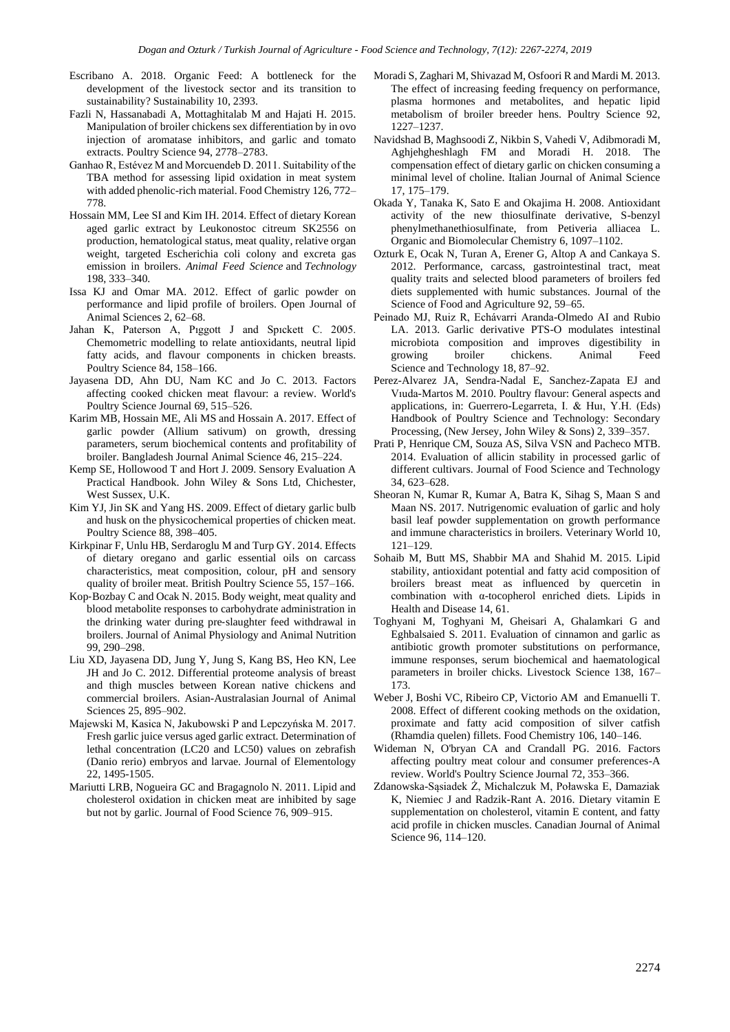Escribano A. 2018. Organic Feed: A bottleneck for the development of the livestock sector and its transition to sustainability? Sustainability 10, 2393.

Fazli N, Hassanabadi A, Mottaghitalab M and Hajati H. 2015. Manipulation of broiler chickens sex differentiation by in ovo injection of aromatase inhibitors, and garlic and tomato extracts. Poultry Science 94, 2778–2783.

Ganhao R, Estévez M and Morcuendeb D. 2011. Suitability of the TBA method for assessing lipid oxidation in meat system with added phenolic-rich material. Food Chemistry 126, 772–778.

Hossain MM, Lee SI and Kim IH. 2014. Effect of dietary Korean aged garlic extract by Leukonostoc citreum SK2556 on production, hematological status, meat quality, relative organ weight, targeted Escherichia coli colony and excreta gas emission in broilers. *Animal Feed Science* and *Technology* 198, 333–340.

Issa KJ and Omar MA. 2012. Effect of garlic powder on performance and lipid profile of broilers. Open Journal of Animal Sciences 2, 62–68.

Jahan K, Paterson A, Pıggott J and Spıckett C. 2005. Chemometric modelling to relate antioxidants, neutral lipid fatty acids, and flavour components in chicken breasts. Poultry Science 84, 158–166.

Jayasena DD, Ahn DU, Nam KC and Jo C. 2013. Factors affecting cooked chicken meat flavour: a review. World's Poultry Science Journal 69, 515–526.

Karim MB, Hossain ME, Ali MS and Hossain A. 2017. Effect of garlic powder (Allium sativum) on growth, dressing parameters, serum biochemical contents and profitability of broiler. Bangladesh Journal Animal Science 46, 215–224.

Kemp SE, Hollowood T and Hort J. 2009. Sensory Evaluation A Practical Handbook. John Wiley & Sons Ltd, Chichester, West Sussex, U.K.

Kim YJ, Jin SK and Yang HS. 2009. Effect of dietary garlic bulb and husk on the physicochemical properties of chicken meat. Poultry Science 88, 398–405.

Kirkpinar F, Unlu HB, Serdaroglu M and Turp GY. 2014. Effects of dietary oregano and garlic essential oils on carcass characteristics, meat composition, colour, pH and sensory quality of broiler meat. British Poultry Science 55, 157–166.

Kop‐Bozbay C and Ocak N. 2015. Body weight, meat quality and blood metabolite responses to carbohydrate administration in the drinking water during pre‐slaughter feed withdrawal in broilers. Journal of Animal Physiology and Animal Nutrition 99, 290–298.

Liu XD, Jayasena DD, Jung Y, Jung S, Kang BS, Heo KN, Lee JH and Jo C. 2012. Differential proteome analysis of breast and thigh muscles between Korean native chickens and commercial broilers. Asian-Australasian Journal of Animal Sciences 25, 895–902.

Majewski M, Kasica N, Jakubowski P and Lepczyńska M. 2017. Fresh garlic juice versus aged garlic extract. Determination of lethal concentration (LC20 and LC50) values on zebrafish (Danio rerio) embryos and larvae. Journal of Elementology 22, 1495-1505.

Mariutti LRB, Nogueira GC and Bragagnolo N. 2011. Lipid and cholesterol oxidation in chicken meat are inhibited by sage but not by garlic. Journal of Food Science 76, 909–915.

Moradi S, Zaghari M, Shivazad M, Osfoori R and Mardi M. 2013. The effect of increasing feeding frequency on performance, plasma hormones and metabolites, and hepatic lipid metabolism of broiler breeder hens. Poultry Science 92, 1227–1237.

Navidshad B, Maghsoodi Z, Nikbin S, Vahedi V, Adibmoradi M, Aghjehgheshlagh FM and Moradi H. 2018. The compensation effect of dietary garlic on chicken consuming a minimal level of choline. Italian Journal of Animal Science 17, 175–179.

Okada Y, Tanaka K, Sato E and Okajima H. 2008. Antioxidant activity of the new thiosulfinate derivative, S-benzyl phenylmethanethiosulfinate, from Petiveria alliacea L. Organic and Biomolecular Chemistry 6, 1097–1102.

Ozturk E, Ocak N, Turan A, Erener G, Altop A and Cankaya S. 2012. Performance, carcass, gastrointestinal tract, meat quality traits and selected blood parameters of broilers fed diets supplemented with humic substances. Journal of the Science of Food and Agriculture 92, 59–65.

Peinado MJ, Ruiz R, Echávarri Aranda-Olmedo AI and Rubio LA. 2013. Garlic derivative PTS-O modulates intestinal microbiota composition and improves digestibility in growing broiler chickens. Animal Feed Science and Technology 18, 87–92.

Perez-Alvarez JA, Sendra-Nadal E, Sanchez-Zapata EJ and Vıuda-Martos M. 2010. Poultry flavour: General aspects and applications, in: Guerrero-Legarreta, I. & Huı, Y.H. (Eds) Handbook of Poultry Science and Technology: Secondary Processing, (New Jersey, John Wiley & Sons) 2, 339–357.

Prati P, Henrique CM, Souza AS, Silva VSN and Pacheco MTB. 2014. Evaluation of allicin stability in processed garlic of different cultivars. Journal of Food Science and Technology 34, 623–628.

Sheoran N, Kumar R, Kumar A, Batra K, Sihag S, Maan S and Maan NS. 2017. Nutrigenomic evaluation of garlic and holy basil leaf powder supplementation on growth performance and immune characteristics in broilers. Veterinary World 10, 121–129.

Sohaib M, Butt MS, Shabbir MA and Shahid M. 2015. Lipid stability, antioxidant potential and fatty acid composition of broilers breast meat as influenced by quercetin in combination with α-tocopherol enriched diets. Lipids in Health and Disease 14, 61.

Toghyani M, Toghyani M, Gheisari A, Ghalamkari G and Eghbalsaied S. 2011. Evaluation of cinnamon and garlic as antibiotic growth promoter substitutions on performance, immune responses, serum biochemical and haematological parameters in broiler chicks. Livestock Science 138, 167–173.

Weber J, Boshi VC, Ribeiro CP, Victorio AM and Emanuelli T. 2008. Effect of different cooking methods on the oxidation, proximate and fatty acid composition of silver catfish (Rhamdia quelen) fillets. Food Chemistry 106, 140–146.

Wideman N, O'bryan CA and Crandall PG. 2016. Factors affecting poultry meat colour and consumer preferences-A review. World's Poultry Science Journal 72, 353–366.

Zdanowska-Sąsiadek Ż, Michalczuk M, Poławska E, Damaziak K, Niemiec J and Radzik-Rant A. 2016. Dietary vitamin E supplementation on cholesterol, vitamin E content, and fatty acid profile in chicken muscles. Canadian Journal of Animal Science 96, 114–120.